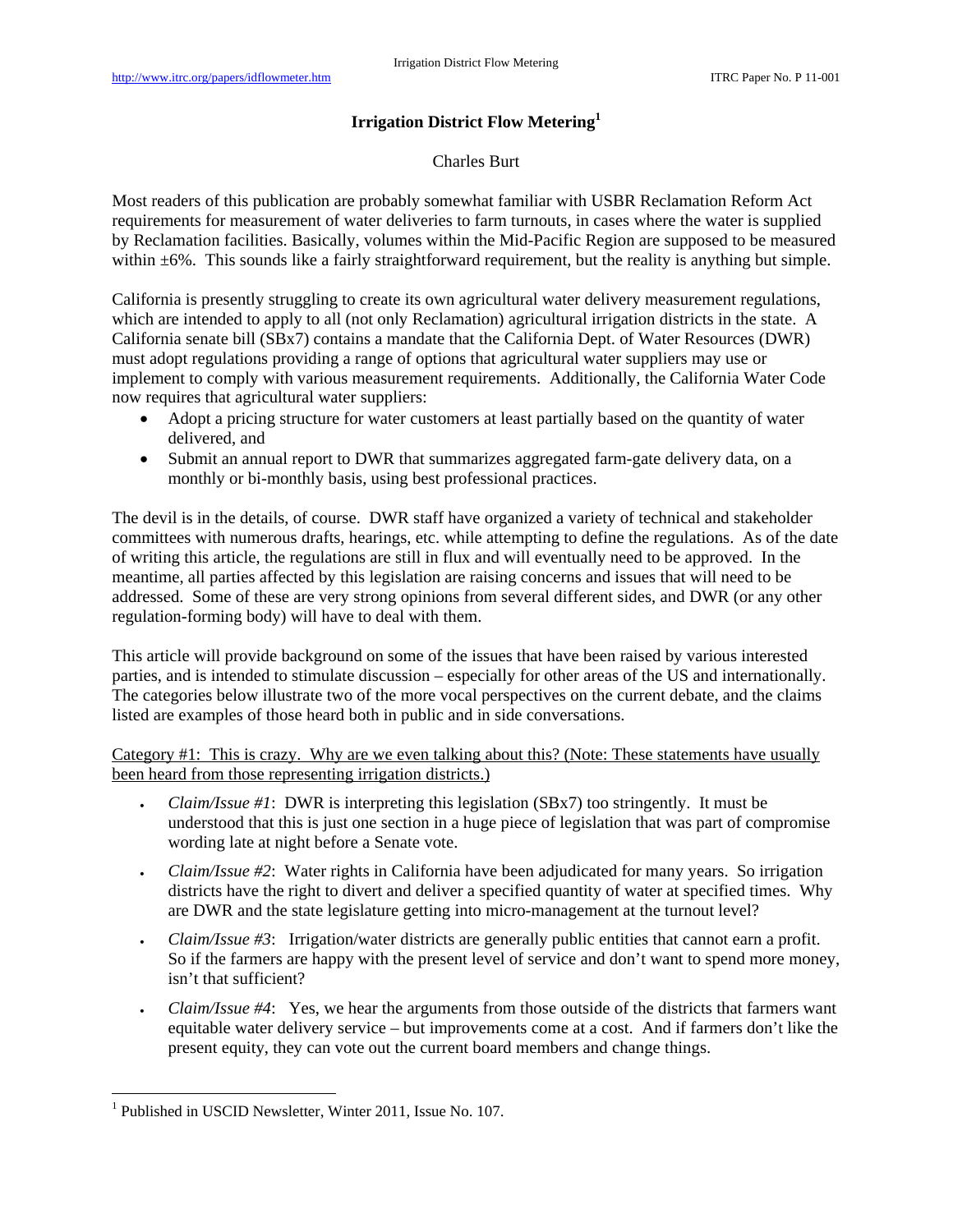# Irrigation District Flow Metering[1]

Charles Burt

Most readers of this publication are probably somewhat familiar with USBR Reclamation Reform Act requirements for measurement of water deliveries to farm turnouts, in cases where the water is supplied by Reclamation facilities. Basically, volumes within the Mid-Pacific Region are supposed to be measured within ±6%. This sounds like a fairly straightforward requirement, but the reality is anything but simple.

California is presently struggling to create its own agricultural water delivery measurement regulations, which are intended to apply to all (not only Reclamation) agricultural irrigation districts in the state. A California senate bill (SBx7) contains a mandate that the California Dept. of Water Resources (DWR) must adopt regulations providing a range of options that agricultural water suppliers may use or implement to comply with various measurement requirements. Additionally, the California Water Code now requires that agricultural water suppliers:

- Adopt a pricing structure for water customers at least partially based on the quantity of water delivered, and
- Submit an annual report to DWR that summarizes aggregated farm-gate delivery data, on a monthly or bi-monthly basis, using best professional practices.

The devil is in the details, of course. DWR staff have organized a variety of technical and stakeholder committees with numerous drafts, hearings, etc. while attempting to define the regulations. As of the date of writing this article, the regulations are still in flux and will eventually need to be approved. In the meantime, all parties affected by this legislation are raising concerns and issues that will need to be addressed. Some of these are very strong opinions from several different sides, and DWR (or any other regulation-forming body) will have to deal with them.

This article will provide background on some of the issues that have been raised by various interested parties, and is intended to stimulate discussion – especially for other areas of the US and internationally. The categories below illustrate two of the more vocal perspectives on the current debate, and the claims listed are examples of those heard both in public and in side conversations.

Category #1: This is crazy. Why are we even talking about this? (Note: These statements have usually been heard from those representing irrigation districts.)

- *Claim/Issue #1*: DWR is interpreting this legislation (SBx7) too stringently. It must be understood that this is just one section in a huge piece of legislation that was part of compromise wording late at night before a Senate vote.
- *Claim/Issue #2*: Water rights in California have been adjudicated for many years. So irrigation districts have the right to divert and deliver a specified quantity of water at specified times. Why are DWR and the state legislature getting into micro-management at the turnout level?
- *Claim/Issue #3*: Irrigation/water districts are generally public entities that cannot earn a profit. So if the farmers are happy with the present level of service and don't want to spend more money, isn't that sufficient?
- *Claim/Issue #4*: Yes, we hear the arguments from those outside of the districts that farmers want equitable water delivery service – but improvements come at a cost. And if farmers don't like the present equity, they can vote out the current board members and change things.

[1] Published in USCID Newsletter, Winter 2011, Issue No. 107.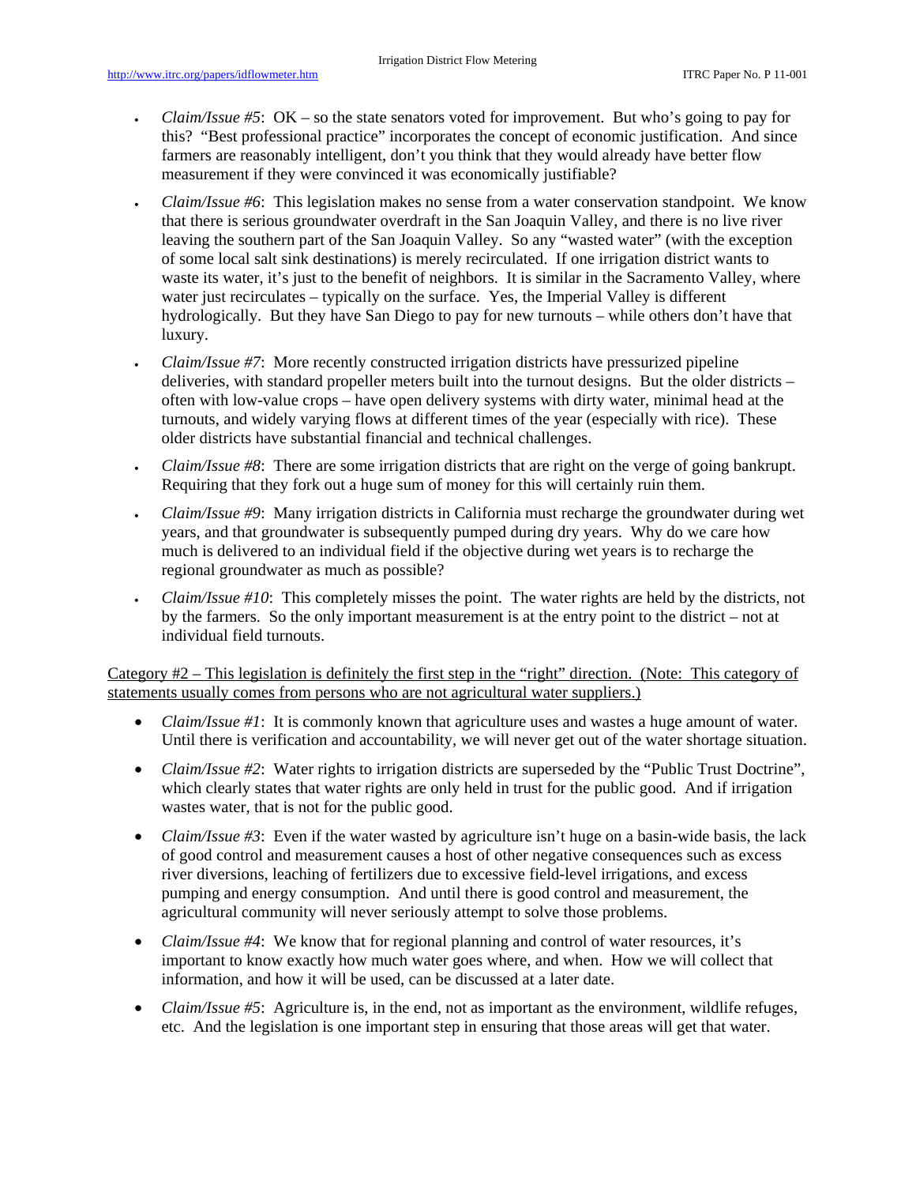- *Claim/Issue #5*: OK – so the state senators voted for improvement. But who's going to pay for this? "Best professional practice" incorporates the concept of economic justification. And since farmers are reasonably intelligent, don't you think that they would already have better flow measurement if they were convinced it was economically justifiable?
- *Claim/Issue #6*: This legislation makes no sense from a water conservation standpoint. We know that there is serious groundwater overdraft in the San Joaquin Valley, and there is no live river leaving the southern part of the San Joaquin Valley. So any "wasted water" (with the exception of some local salt sink destinations) is merely recirculated. If one irrigation district wants to waste its water, it's just to the benefit of neighbors. It is similar in the Sacramento Valley, where water just recirculates – typically on the surface. Yes, the Imperial Valley is different hydrologically. But they have San Diego to pay for new turnouts – while others don't have that luxury.
- *Claim/Issue #7*: More recently constructed irrigation districts have pressurized pipeline deliveries, with standard propeller meters built into the turnout designs. But the older districts – often with low-value crops – have open delivery systems with dirty water, minimal head at the turnouts, and widely varying flows at different times of the year (especially with rice). These older districts have substantial financial and technical challenges.
- *Claim/Issue #8*: There are some irrigation districts that are right on the verge of going bankrupt. Requiring that they fork out a huge sum of money for this will certainly ruin them.
- *Claim/Issue #9*: Many irrigation districts in California must recharge the groundwater during wet years, and that groundwater is subsequently pumped during dry years. Why do we care how much is delivered to an individual field if the objective during wet years is to recharge the regional groundwater as much as possible?
- *Claim/Issue #10*: This completely misses the point. The water rights are held by the districts, not by the farmers. So the only important measurement is at the entry point to the district – not at individual field turnouts.

Category #2 – This legislation is definitely the first step in the "right" direction. (Note: This category of statements usually comes from persons who are not agricultural water suppliers.)

- *Claim/Issue #1*: It is commonly known that agriculture uses and wastes a huge amount of water. Until there is verification and accountability, we will never get out of the water shortage situation.
- *Claim/Issue #2*: Water rights to irrigation districts are superseded by the "Public Trust Doctrine", which clearly states that water rights are only held in trust for the public good. And if irrigation wastes water, that is not for the public good.
- *Claim/Issue #3*: Even if the water wasted by agriculture isn't huge on a basin-wide basis, the lack of good control and measurement causes a host of other negative consequences such as excess river diversions, leaching of fertilizers due to excessive field-level irrigations, and excess pumping and energy consumption. And until there is good control and measurement, the agricultural community will never seriously attempt to solve those problems.
- *Claim/Issue #4*: We know that for regional planning and control of water resources, it's important to know exactly how much water goes where, and when. How we will collect that information, and how it will be used, can be discussed at a later date.
- *Claim/Issue #5*: Agriculture is, in the end, not as important as the environment, wildlife refuges, etc. And the legislation is one important step in ensuring that those areas will get that water.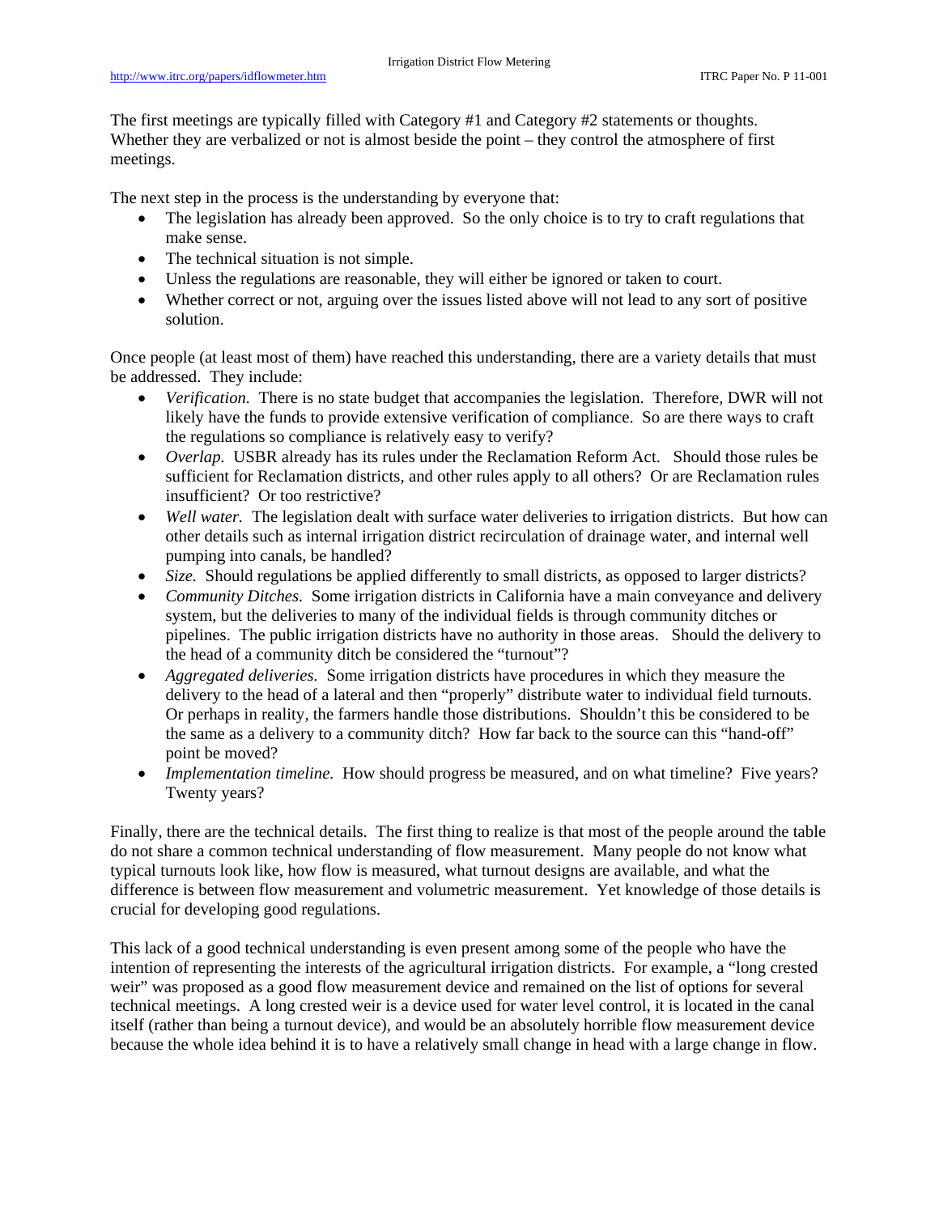The first meetings are typically filled with Category #1 and Category #2 statements or thoughts. Whether they are verbalized or not is almost beside the point – they control the atmosphere of first meetings.

The next step in the process is the understanding by everyone that:

- The legislation has already been approved. So the only choice is to try to craft regulations that make sense.
- The technical situation is not simple.
- Unless the regulations are reasonable, they will either be ignored or taken to court.
- Whether correct or not, arguing over the issues listed above will not lead to any sort of positive solution.

Once people (at least most of them) have reached this understanding, there are a variety details that must be addressed. They include:

- *Verification.* There is no state budget that accompanies the legislation. Therefore, DWR will not likely have the funds to provide extensive verification of compliance. So are there ways to craft the regulations so compliance is relatively easy to verify?
- *Overlap.* USBR already has its rules under the Reclamation Reform Act. Should those rules be sufficient for Reclamation districts, and other rules apply to all others? Or are Reclamation rules insufficient? Or too restrictive?
- *Well water.* The legislation dealt with surface water deliveries to irrigation districts. But how can other details such as internal irrigation district recirculation of drainage water, and internal well pumping into canals, be handled?
- *Size.* Should regulations be applied differently to small districts, as opposed to larger districts?
- *Community Ditches.* Some irrigation districts in California have a main conveyance and delivery system, but the deliveries to many of the individual fields is through community ditches or pipelines. The public irrigation districts have no authority in those areas. Should the delivery to the head of a community ditch be considered the "turnout"?
- *Aggregated deliveries.* Some irrigation districts have procedures in which they measure the delivery to the head of a lateral and then "properly" distribute water to individual field turnouts. Or perhaps in reality, the farmers handle those distributions. Shouldn't this be considered to be the same as a delivery to a community ditch? How far back to the source can this "hand-off" point be moved?
- *Implementation timeline.* How should progress be measured, and on what timeline? Five years? Twenty years?

Finally, there are the technical details. The first thing to realize is that most of the people around the table do not share a common technical understanding of flow measurement. Many people do not know what typical turnouts look like, how flow is measured, what turnout designs are available, and what the difference is between flow measurement and volumetric measurement. Yet knowledge of those details is crucial for developing good regulations.

This lack of a good technical understanding is even present among some of the people who have the intention of representing the interests of the agricultural irrigation districts. For example, a "long crested weir" was proposed as a good flow measurement device and remained on the list of options for several technical meetings. A long crested weir is a device used for water level control, it is located in the canal itself (rather than being a turnout device), and would be an absolutely horrible flow measurement device because the whole idea behind it is to have a relatively small change in head with a large change in flow.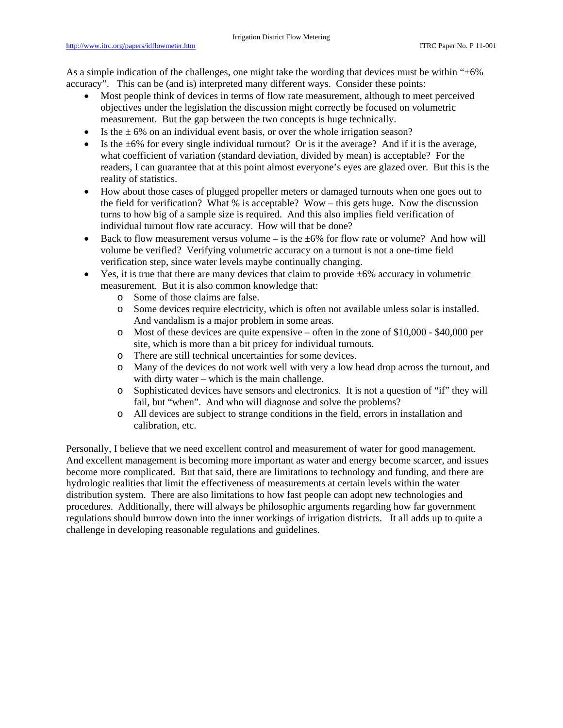As a simple indication of the challenges, one might take the wording that devices must be within "±6% accuracy". This can be (and is) interpreted many different ways. Consider these points:

- Most people think of devices in terms of flow rate measurement, although to meet perceived objectives under the legislation the discussion might correctly be focused on volumetric measurement. But the gap between the two concepts is huge technically.
- Is the ± 6% on an individual event basis, or over the whole irrigation season?
- Is the ±6% for every single individual turnout? Or is it the average? And if it is the average, what coefficient of variation (standard deviation, divided by mean) is acceptable? For the readers, I can guarantee that at this point almost everyone's eyes are glazed over. But this is the reality of statistics.
- How about those cases of plugged propeller meters or damaged turnouts when one goes out to the field for verification? What % is acceptable? Wow – this gets huge. Now the discussion turns to how big of a sample size is required. And this also implies field verification of individual turnout flow rate accuracy. How will that be done?
- Back to flow measurement versus volume – is the ±6% for flow rate or volume? And how will volume be verified? Verifying volumetric accuracy on a turnout is not a one-time field verification step, since water levels maybe continually changing.
- Yes, it is true that there are many devices that claim to provide ±6% accuracy in volumetric measurement. But it is also common knowledge that:
  - Some of those claims are false.
  - Some devices require electricity, which is often not available unless solar is installed. And vandalism is a major problem in some areas.
  - Most of these devices are quite expensive – often in the zone of $10,000 - $40,000 per site, which is more than a bit pricey for individual turnouts.
  - There are still technical uncertainties for some devices.
  - Many of the devices do not work well with very a low head drop across the turnout, and with dirty water – which is the main challenge.
  - Sophisticated devices have sensors and electronics. It is not a question of "if" they will fail, but "when". And who will diagnose and solve the problems?
  - All devices are subject to strange conditions in the field, errors in installation and calibration, etc.

Personally, I believe that we need excellent control and measurement of water for good management. And excellent management is becoming more important as water and energy become scarcer, and issues become more complicated. But that said, there are limitations to technology and funding, and there are hydrologic realities that limit the effectiveness of measurements at certain levels within the water distribution system. There are also limitations to how fast people can adopt new technologies and procedures. Additionally, there will always be philosophic arguments regarding how far government regulations should burrow down into the inner workings of irrigation districts. It all adds up to quite a challenge in developing reasonable regulations and guidelines.